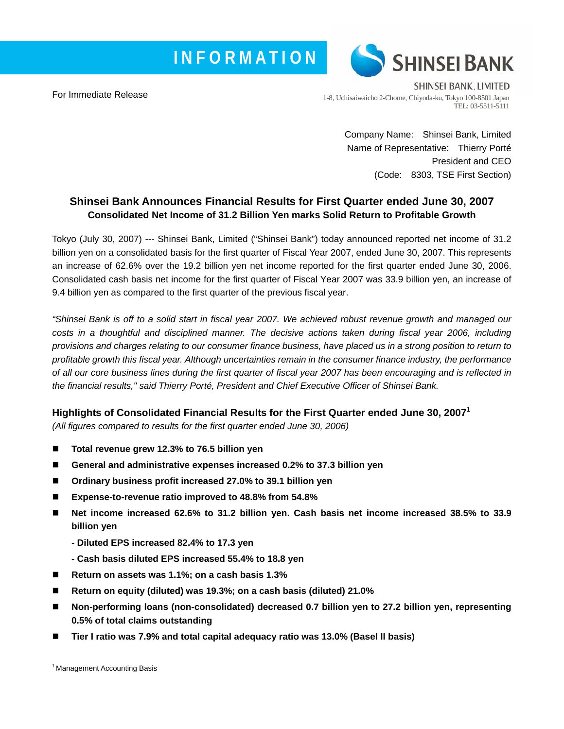INFORMATION

SHINSEI BANK

SHINSEI BANK, LIMITED
1-8, Uchisaiwaicho 2-Chome, Chiyoda-ku, Tokyo 100-8501 Japan
TEL: 03-5511-5111

For Immediate Release

Company Name: Shinsei Bank, Limited
Name of Representative: Thierry Porté
President and CEO
(Code: 8303, TSE First Section)

## Shinsei Bank Announces Financial Results for First Quarter ended June 30, 2007

### Consolidated Net Income of 31.2 Billion Yen marks Solid Return to Profitable Growth

Tokyo (July 30, 2007) --- Shinsei Bank, Limited ("Shinsei Bank") today announced reported net income of 31.2 billion yen on a consolidated basis for the first quarter of Fiscal Year 2007, ended June 30, 2007. This represents an increase of 62.6% over the 19.2 billion yen net income reported for the first quarter ended June 30, 2006. Consolidated cash basis net income for the first quarter of Fiscal Year 2007 was 33.9 billion yen, an increase of 9.4 billion yen as compared to the first quarter of the previous fiscal year.

*"Shinsei Bank is off to a solid start in fiscal year 2007. We achieved robust revenue growth and managed our costs in a thoughtful and disciplined manner. The decisive actions taken during fiscal year 2006, including provisions and charges relating to our consumer finance business, have placed us in a strong position to return to profitable growth this fiscal year. Although uncertainties remain in the consumer finance industry, the performance of all our core business lines during the first quarter of fiscal year 2007 has been encouraging and is reflected in the financial results," said Thierry Porté, President and Chief Executive Officer of Shinsei Bank.*

### Highlights of Consolidated Financial Results for the First Quarter ended June 30, 2007[1]

*(All figures compared to results for the first quarter ended June 30, 2006)*

- **Total revenue grew 12.3% to 76.5 billion yen**
- **General and administrative expenses increased 0.2% to 37.3 billion yen**
- **Ordinary business profit increased 27.0% to 39.1 billion yen**
- **Expense-to-revenue ratio improved to 48.8% from 54.8%**
- **Net income increased 62.6% to 31.2 billion yen. Cash basis net income increased 38.5% to 33.9 billion yen**
  - **- Diluted EPS increased 82.4% to 17.3 yen**
  - **- Cash basis diluted EPS increased 55.4% to 18.8 yen**
- **Return on assets was 1.1%; on a cash basis 1.3%**
- **Return on equity (diluted) was 19.3%; on a cash basis (diluted) 21.0%**
- **Non-performing loans (non-consolidated) decreased 0.7 billion yen to 27.2 billion yen, representing 0.5% of total claims outstanding**
- **Tier I ratio was 7.9% and total capital adequacy ratio was 13.0% (Basel II basis)**

[1] Management Accounting Basis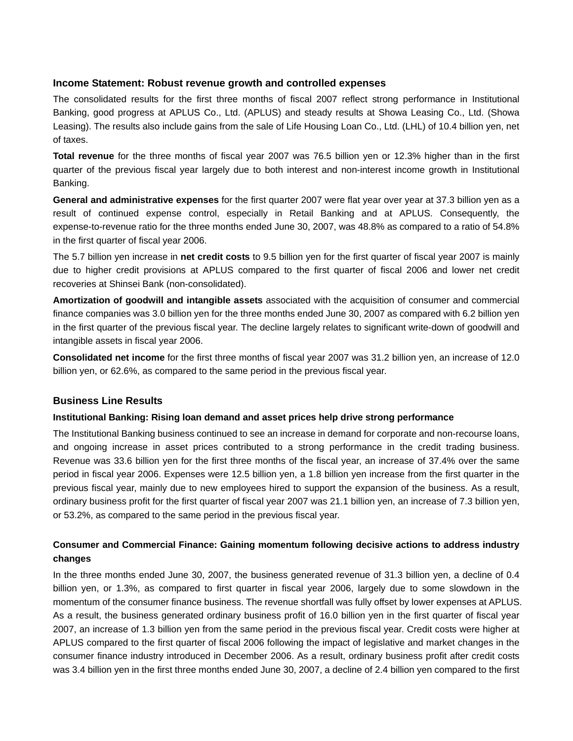## Income Statement: Robust revenue growth and controlled expenses

The consolidated results for the first three months of fiscal 2007 reflect strong performance in Institutional Banking, good progress at APLUS Co., Ltd. (APLUS) and steady results at Showa Leasing Co., Ltd. (Showa Leasing). The results also include gains from the sale of Life Housing Loan Co., Ltd. (LHL) of 10.4 billion yen, net of taxes.

**Total revenue** for the three months of fiscal year 2007 was 76.5 billion yen or 12.3% higher than in the first quarter of the previous fiscal year largely due to both interest and non-interest income growth in Institutional Banking.

**General and administrative expenses** for the first quarter 2007 were flat year over year at 37.3 billion yen as a result of continued expense control, especially in Retail Banking and at APLUS. Consequently, the expense-to-revenue ratio for the three months ended June 30, 2007, was 48.8% as compared to a ratio of 54.8% in the first quarter of fiscal year 2006.

The 5.7 billion yen increase in **net credit costs** to 9.5 billion yen for the first quarter of fiscal year 2007 is mainly due to higher credit provisions at APLUS compared to the first quarter of fiscal 2006 and lower net credit recoveries at Shinsei Bank (non-consolidated).

**Amortization of goodwill and intangible assets** associated with the acquisition of consumer and commercial finance companies was 3.0 billion yen for the three months ended June 30, 2007 as compared with 6.2 billion yen in the first quarter of the previous fiscal year. The decline largely relates to significant write-down of goodwill and intangible assets in fiscal year 2006.

**Consolidated net income** for the first three months of fiscal year 2007 was 31.2 billion yen, an increase of 12.0 billion yen, or 62.6%, as compared to the same period in the previous fiscal year.

## Business Line Results

### Institutional Banking: Rising loan demand and asset prices help drive strong performance

The Institutional Banking business continued to see an increase in demand for corporate and non-recourse loans, and ongoing increase in asset prices contributed to a strong performance in the credit trading business. Revenue was 33.6 billion yen for the first three months of the fiscal year, an increase of 37.4% over the same period in fiscal year 2006. Expenses were 12.5 billion yen, a 1.8 billion yen increase from the first quarter in the previous fiscal year, mainly due to new employees hired to support the expansion of the business. As a result, ordinary business profit for the first quarter of fiscal year 2007 was 21.1 billion yen, an increase of 7.3 billion yen, or 53.2%, as compared to the same period in the previous fiscal year.

### Consumer and Commercial Finance: Gaining momentum following decisive actions to address industry changes

In the three months ended June 30, 2007, the business generated revenue of 31.3 billion yen, a decline of 0.4 billion yen, or 1.3%, as compared to first quarter in fiscal year 2006, largely due to some slowdown in the momentum of the consumer finance business. The revenue shortfall was fully offset by lower expenses at APLUS. As a result, the business generated ordinary business profit of 16.0 billion yen in the first quarter of fiscal year 2007, an increase of 1.3 billion yen from the same period in the previous fiscal year. Credit costs were higher at APLUS compared to the first quarter of fiscal 2006 following the impact of legislative and market changes in the consumer finance industry introduced in December 2006. As a result, ordinary business profit after credit costs was 3.4 billion yen in the first three months ended June 30, 2007, a decline of 2.4 billion yen compared to the first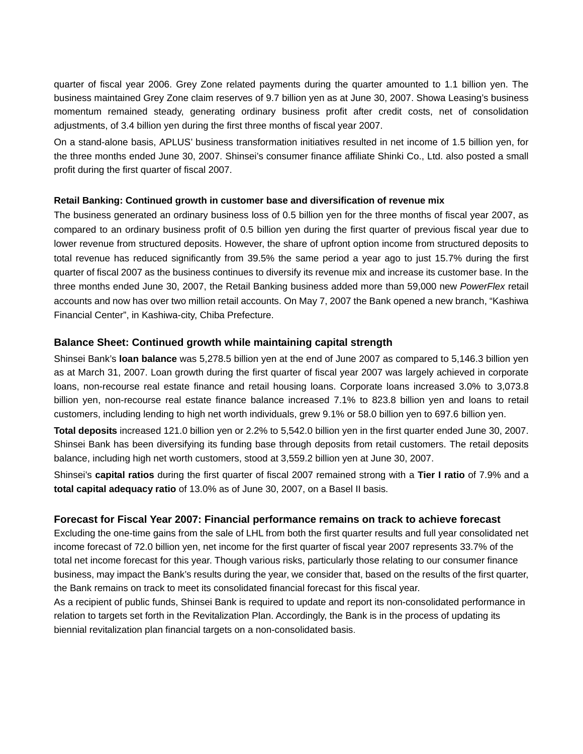quarter of fiscal year 2006. Grey Zone related payments during the quarter amounted to 1.1 billion yen. The business maintained Grey Zone claim reserves of 9.7 billion yen as at June 30, 2007. Showa Leasing's business momentum remained steady, generating ordinary business profit after credit costs, net of consolidation adjustments, of 3.4 billion yen during the first three months of fiscal year 2007.

On a stand-alone basis, APLUS' business transformation initiatives resulted in net income of 1.5 billion yen, for the three months ended June 30, 2007. Shinsei's consumer finance affiliate Shinki Co., Ltd. also posted a small profit during the first quarter of fiscal 2007.

**Retail Banking: Continued growth in customer base and diversification of revenue mix**

The business generated an ordinary business loss of 0.5 billion yen for the three months of fiscal year 2007, as compared to an ordinary business profit of 0.5 billion yen during the first quarter of previous fiscal year due to lower revenue from structured deposits. However, the share of upfront option income from structured deposits to total revenue has reduced significantly from 39.5% the same period a year ago to just 15.7% during the first quarter of fiscal 2007 as the business continues to diversify its revenue mix and increase its customer base. In the three months ended June 30, 2007, the Retail Banking business added more than 59,000 new *PowerFlex* retail accounts and now has over two million retail accounts. On May 7, 2007 the Bank opened a new branch, "Kashiwa Financial Center", in Kashiwa-city, Chiba Prefecture.

## Balance Sheet: Continued growth while maintaining capital strength

Shinsei Bank's **loan balance** was 5,278.5 billion yen at the end of June 2007 as compared to 5,146.3 billion yen as at March 31, 2007. Loan growth during the first quarter of fiscal year 2007 was largely achieved in corporate loans, non-recourse real estate finance and retail housing loans. Corporate loans increased 3.0% to 3,073.8 billion yen, non-recourse real estate finance balance increased 7.1% to 823.8 billion yen and loans to retail customers, including lending to high net worth individuals, grew 9.1% or 58.0 billion yen to 697.6 billion yen.

**Total deposits** increased 121.0 billion yen or 2.2% to 5,542.0 billion yen in the first quarter ended June 30, 2007. Shinsei Bank has been diversifying its funding base through deposits from retail customers. The retail deposits balance, including high net worth customers, stood at 3,559.2 billion yen at June 30, 2007.

Shinsei's **capital ratios** during the first quarter of fiscal 2007 remained strong with a **Tier I ratio** of 7.9% and a **total capital adequacy ratio** of 13.0% as of June 30, 2007, on a Basel II basis.

## Forecast for Fiscal Year 2007: Financial performance remains on track to achieve forecast

Excluding the one-time gains from the sale of LHL from both the first quarter results and full year consolidated net income forecast of 72.0 billion yen, net income for the first quarter of fiscal year 2007 represents 33.7% of the total net income forecast for this year. Though various risks, particularly those relating to our consumer finance business, may impact the Bank's results during the year, we consider that, based on the results of the first quarter, the Bank remains on track to meet its consolidated financial forecast for this fiscal year.

As a recipient of public funds, Shinsei Bank is required to update and report its non-consolidated performance in relation to targets set forth in the Revitalization Plan. Accordingly, the Bank is in the process of updating its biennial revitalization plan financial targets on a non-consolidated basis.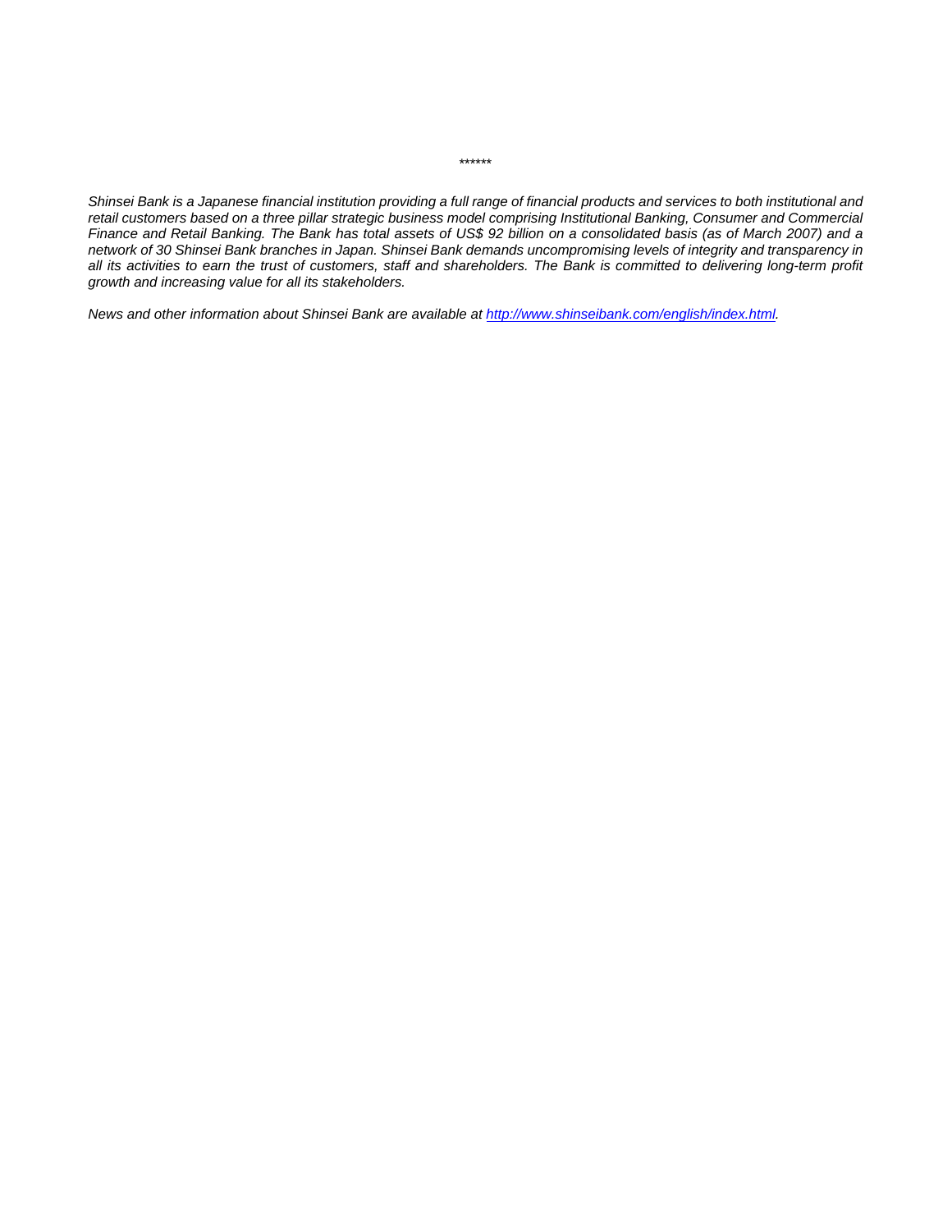******

*Shinsei Bank is a Japanese financial institution providing a full range of financial products and services to both institutional and retail customers based on a three pillar strategic business model comprising Institutional Banking, Consumer and Commercial Finance and Retail Banking. The Bank has total assets of US$ 92 billion on a consolidated basis (as of March 2007) and a network of 30 Shinsei Bank branches in Japan. Shinsei Bank demands uncompromising levels of integrity and transparency in all its activities to earn the trust of customers, staff and shareholders. The Bank is committed to delivering long-term profit growth and increasing value for all its stakeholders.*

*News and other information about Shinsei Bank are available at [http://www.shinseibank.com/english/index.html](http://www.shinseibank.com/english/index.html).*